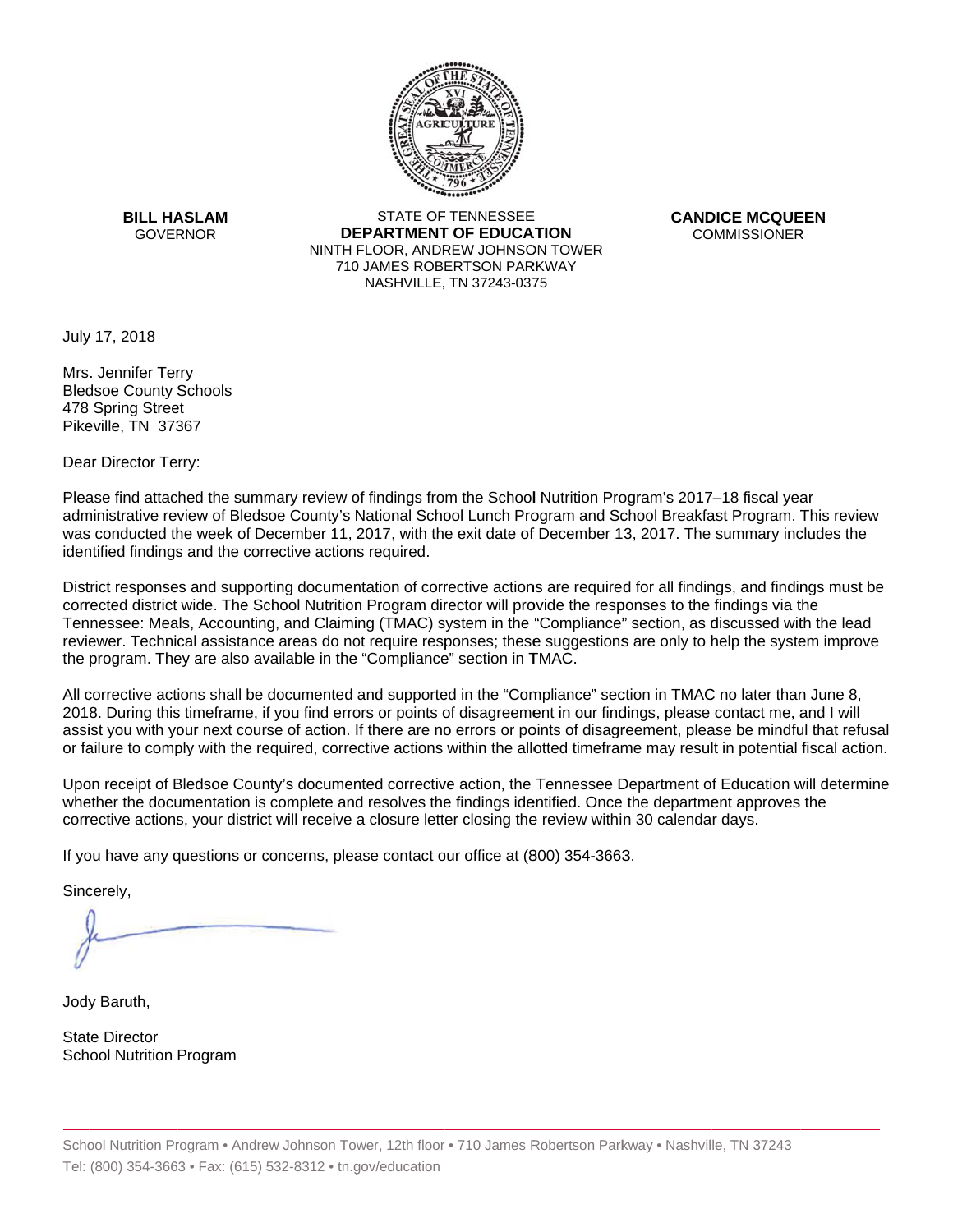**BILL HASLAM**
GOVERNOR

STATE OF TENNESSEE
**DEPARTMENT OF EDUCATION**
NINTH FLOOR, ANDREW JOHNSON TOWER
710 JAMES ROBERTSON PARKWAY
NASHVILLE, TN 37243-0375

**CANDICE MCQUEEN**
COMMISSIONER

July 17, 2018

Mrs. Jennifer Terry
Bledsoe County Schools
478 Spring Street
Pikeville, TN 37367

Dear Director Terry:

Please find attached the summary review of findings from the School Nutrition Program's 2017–18 fiscal year administrative review of Bledsoe County's National School Lunch Program and School Breakfast Program. This review was conducted the week of December 11, 2017, with the exit date of December 13, 2017. The summary includes the identified findings and the corrective actions required.

District responses and supporting documentation of corrective actions are required for all findings, and findings must be corrected district wide. The School Nutrition Program director will provide the responses to the findings via the Tennessee: Meals, Accounting, and Claiming (TMAC) system in the "Compliance" section, as discussed with the lead reviewer. Technical assistance areas do not require responses; these suggestions are only to help the system improve the program. They are also available in the "Compliance" section in TMAC.

All corrective actions shall be documented and supported in the "Compliance" section in TMAC no later than June 8, 2018. During this timeframe, if you find errors or points of disagreement in our findings, please contact me, and I will assist you with your next course of action. If there are no errors or points of disagreement, please be mindful that refusal or failure to comply with the required, corrective actions within the allotted timeframe may result in potential fiscal action.

Upon receipt of Bledsoe County's documented corrective action, the Tennessee Department of Education will determine whether the documentation is complete and resolves the findings identified. Once the department approves the corrective actions, your district will receive a closure letter closing the review within 30 calendar days.

If you have any questions or concerns, please contact our office at (800) 354-3663.

Sincerely,

Jody Baruth,

State Director
School Nutrition Program

School Nutrition Program • Andrew Johnson Tower, 12th floor • 710 James Robertson Parkway • Nashville, TN 37243
Tel: (800) 354-3663 • Fax: (615) 532-8312 • tn.gov/education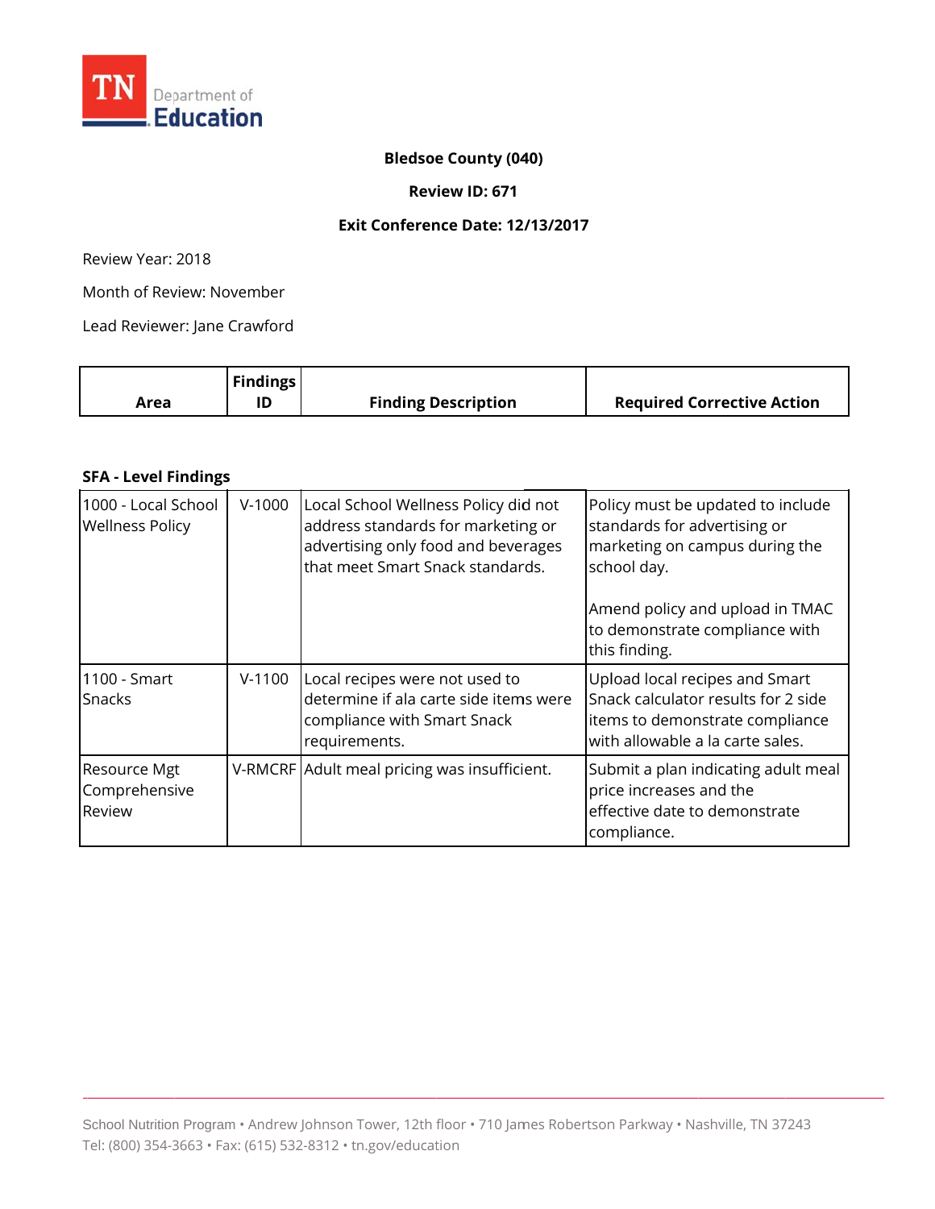**Bledsoe County (040)**

**Review ID: 671**

**Exit Conference Date: 12/13/2017**

Review Year: 2018

Month of Review: November

Lead Reviewer: Jane Crawford

| Area | Findings ID | Finding Description | Required Corrective Action |
|---|---|---|---|
| **SFA - Level Findings** | | | |
| 1000 - Local School Wellness Policy | V-1000 | Local School Wellness Policy did not address standards for marketing or advertising only food and beverages that meet Smart Snack standards. | Policy must be updated to include standards for advertising or marketing on campus during the school day.<br><br>Amend policy and upload in TMAC to demonstrate compliance with this finding. |
| 1100 - Smart Snacks | V-1100 | Local recipes were not used to determine if ala carte side items were compliance with Smart Snack requirements. | Upload local recipes and Smart Snack calculator results for 2 side items to demonstrate compliance with allowable a la carte sales. |
| Resource Mgt Comprehensive Review | V-RMCRF | Adult meal pricing was insufficient. | Submit a plan indicating adult meal price increases and the effective date to demonstrate compliance. |

School Nutrition Program • Andrew Johnson Tower, 12th floor • 710 James Robertson Parkway • Nashville, TN 37243
Tel: (800) 354-3663 • Fax: (615) 532-8312 • tn.gov/education